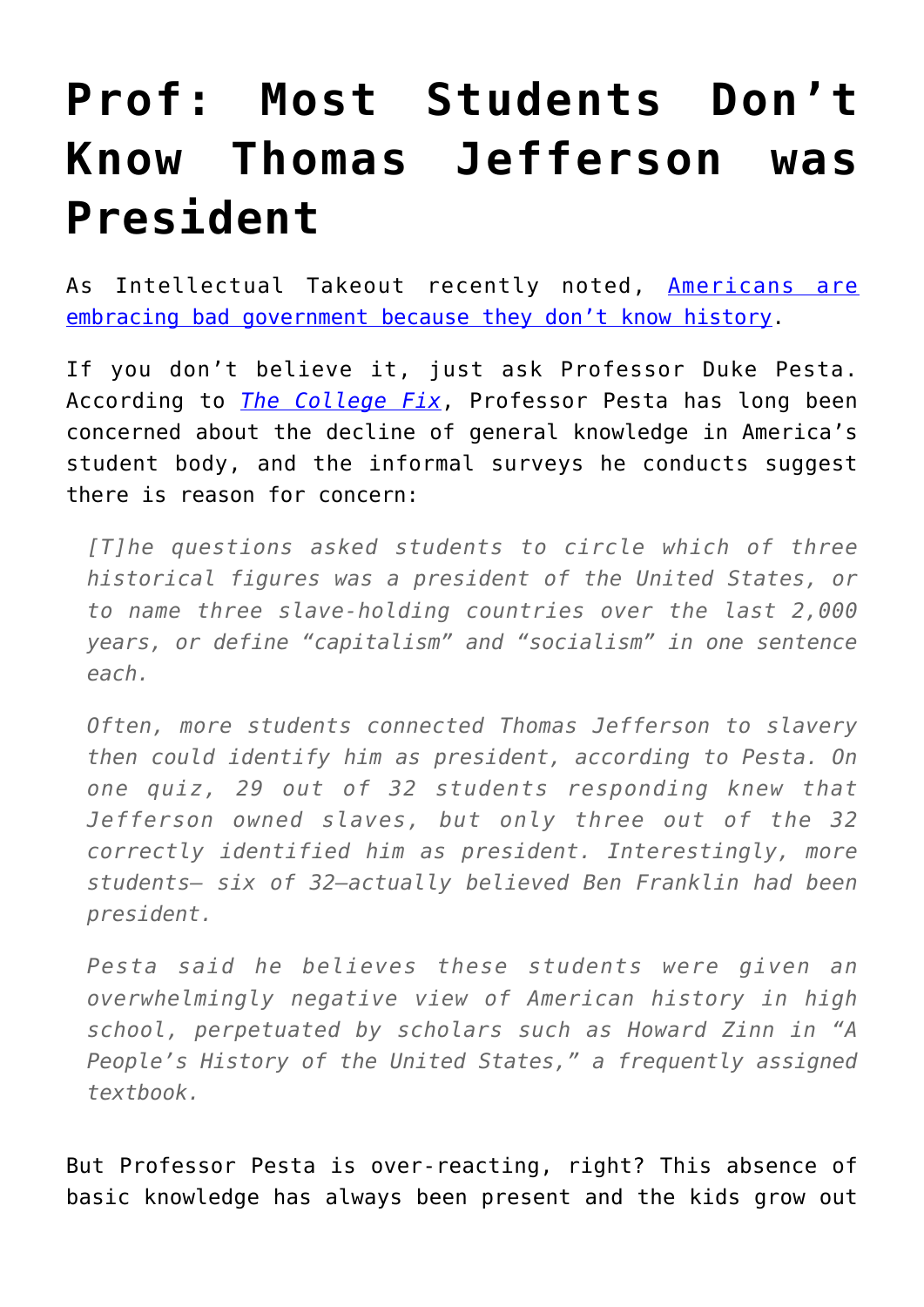# Prof: Most Students Don't Know Thomas Jefferson was President

As Intellectual Takeout recently noted, [Americans are embracing bad government because they don't know history](#).

If you don't believe it, just ask Professor Duke Pesta. According to *[The College Fix](#)*, Professor Pesta has long been concerned about the decline of general knowledge in America's student body, and the informal surveys he conducts suggest there is reason for concern:

> *[T]he questions asked students to circle which of three historical figures was a president of the United States, or to name three slave-holding countries over the last 2,000 years, or define "capitalism" and "socialism" in one sentence each.*
>
> *Often, more students connected Thomas Jefferson to slavery then could identify him as president, according to Pesta. On one quiz, 29 out of 32 students responding knew that Jefferson owned slaves, but only three out of the 32 correctly identified him as president. Interestingly, more students– six of 32–actually believed Ben Franklin had been president.*
>
> *Pesta said he believes these students were given an overwhelmingly negative view of American history in high school, perpetuated by scholars such as Howard Zinn in "A People's History of the United States," a frequently assigned textbook.*

But Professor Pesta is over-reacting, right? This absence of basic knowledge has always been present and the kids grow out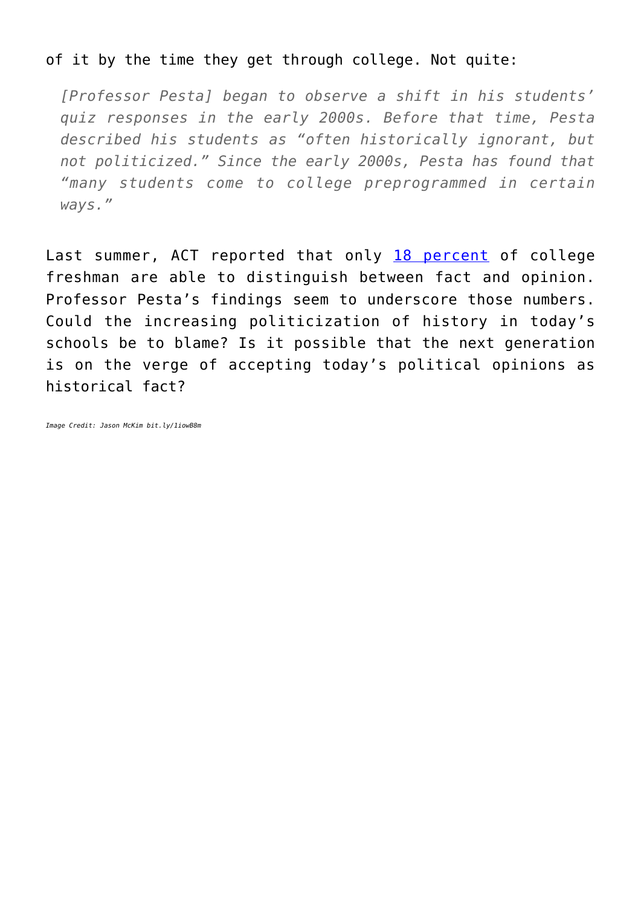of it by the time they get through college. Not quite:

> *[Professor Pesta] began to observe a shift in his students' quiz responses in the early 2000s. Before that time, Pesta described his students as "often historically ignorant, but not politicized." Since the early 2000s, Pesta has found that "many students come to college preprogrammed in certain ways."*

Last summer, ACT reported that only [18 percent](#) of college freshman are able to distinguish between fact and opinion. Professor Pesta's findings seem to underscore those numbers. Could the increasing politicization of history in today's schools be to blame? Is it possible that the next generation is on the verge of accepting today's political opinions as historical fact?

*Image Credit: Jason McKim bit.ly/1iowB8m*